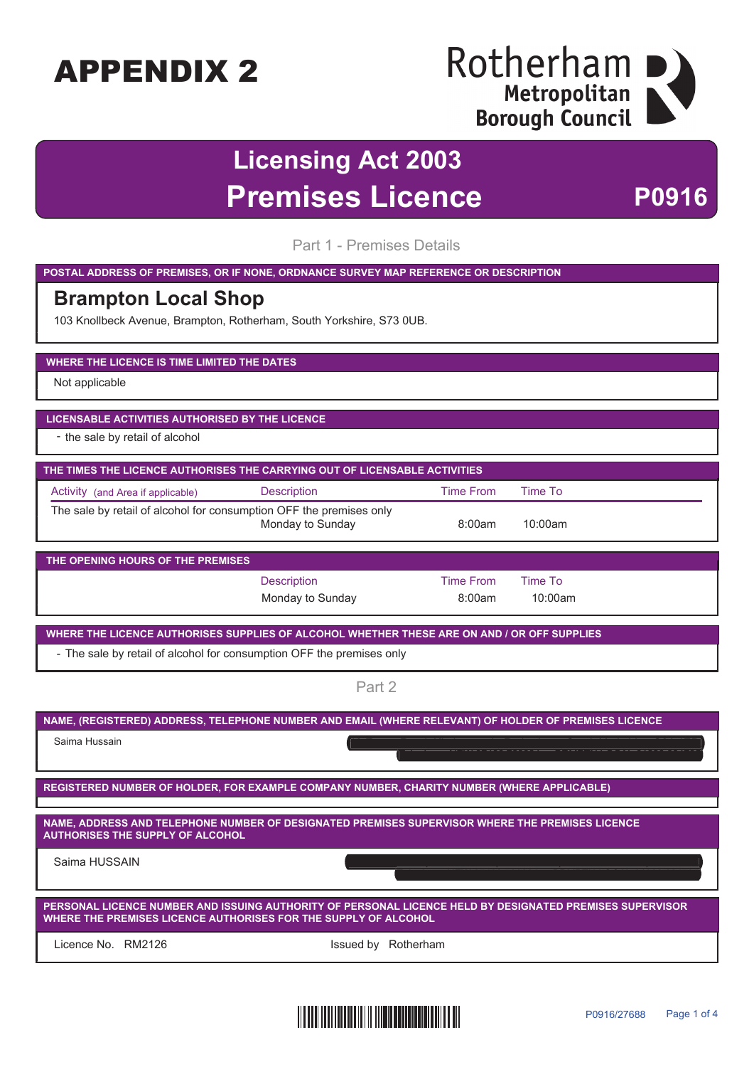# APPENDIX 2

Rotherham Metropolitan Borough Council

## Licensing Act 2003
## Premises Licence P0916

### Part 1 - Premises Details

**POSTAL ADDRESS OF PREMISES, OR IF NONE, ORDNANCE SURVEY MAP REFERENCE OR DESCRIPTION**

**Brampton Local Shop**

103 Knollbeck Avenue, Brampton, Rotherham, South Yorkshire, S73 0UB.

**WHERE THE LICENCE IS TIME LIMITED THE DATES**

Not applicable

**LICENSABLE ACTIVITIES AUTHORISED BY THE LICENCE**

- the sale by retail of alcohol

**THE TIMES THE LICENCE AUTHORISES THE CARRYING OUT OF LICENSABLE ACTIVITIES**

| Activity (and Area if applicable) | Description | Time From | Time To |
|---|---|---|---|
| The sale by retail of alcohol for consumption OFF the premises only | Monday to Sunday | 8:00am | 10:00am |

**THE OPENING HOURS OF THE PREMISES**

| Description | Time From | Time To |
|---|---|---|
| Monday to Sunday | 8:00am | 10:00am |

**WHERE THE LICENCE AUTHORISES SUPPLIES OF ALCOHOL WHETHER THESE ARE ON AND / OR OFF SUPPLIES**

- The sale by retail of alcohol for consumption OFF the premises only

### Part 2

**NAME, (REGISTERED) ADDRESS, TELEPHONE NUMBER AND EMAIL (WHERE RELEVANT) OF HOLDER OF PREMISES LICENCE**

Saima Hussain

**REGISTERED NUMBER OF HOLDER, FOR EXAMPLE COMPANY NUMBER, CHARITY NUMBER (WHERE APPLICABLE)**

**NAME, ADDRESS AND TELEPHONE NUMBER OF DESIGNATED PREMISES SUPERVISOR WHERE THE PREMISES LICENCE AUTHORISES THE SUPPLY OF ALCOHOL**

Saima HUSSAIN

**PERSONAL LICENCE NUMBER AND ISSUING AUTHORITY OF PERSONAL LICENCE HELD BY DESIGNATED PREMISES SUPERVISOR WHERE THE PREMISES LICENCE AUTHORISES FOR THE SUPPLY OF ALCOHOL**

Licence No. RM2126 Issued by Rotherham

P0916/27688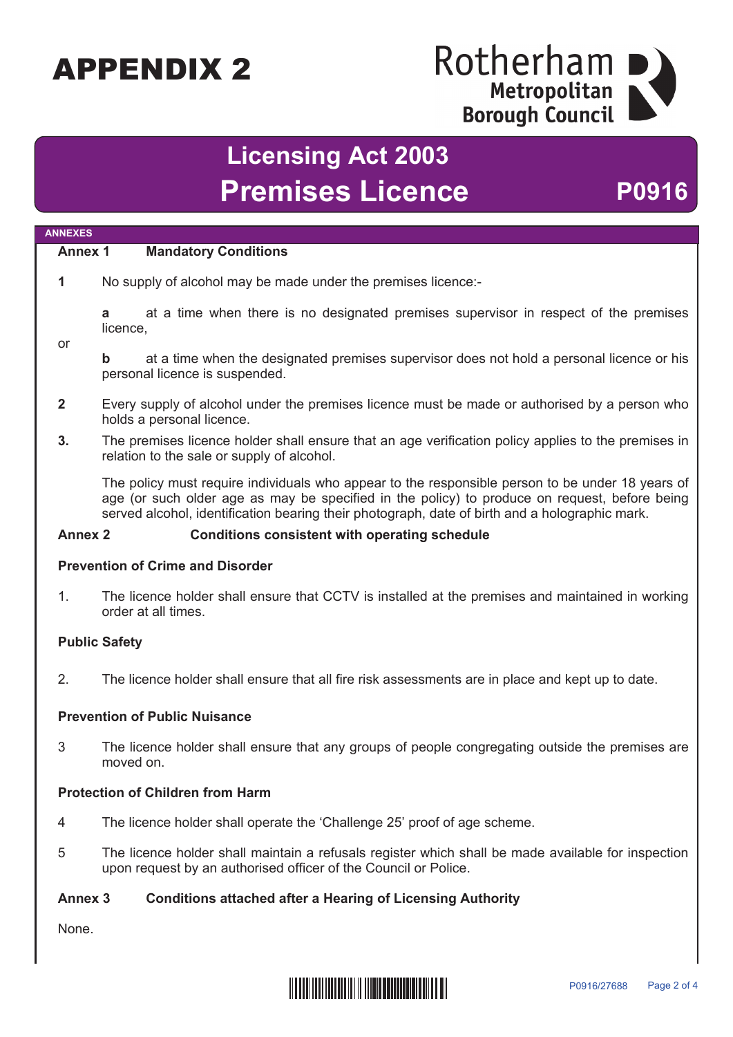# APPENDIX 2

Rotherham Metropolitan Borough Council

## Licensing Act 2003
## Premises Licence P0916

**ANNEXES**

### Annex 1 Mandatory Conditions

**1** No supply of alcohol may be made under the premises licence:-

**a** at a time when there is no designated premises supervisor in respect of the premises licence,

or

**b** at a time when the designated premises supervisor does not hold a personal licence or his personal licence is suspended.

**2** Every supply of alcohol under the premises licence must be made or authorised by a person who holds a personal licence.

**3.** The premises licence holder shall ensure that an age verification policy applies to the premises in relation to the sale or supply of alcohol.

The policy must require individuals who appear to the responsible person to be under 18 years of age (or such older age as may be specified in the policy) to produce on request, before being served alcohol, identification bearing their photograph, date of birth and a holographic mark.

### Annex 2 Conditions consistent with operating schedule

**Prevention of Crime and Disorder**

1. The licence holder shall ensure that CCTV is installed at the premises and maintained in working order at all times.

**Public Safety**

2. The licence holder shall ensure that all fire risk assessments are in place and kept up to date.

**Prevention of Public Nuisance**

3 The licence holder shall ensure that any groups of people congregating outside the premises are moved on.

**Protection of Children from Harm**

4 The licence holder shall operate the 'Challenge 25' proof of age scheme.

5 The licence holder shall maintain a refusals register which shall be made available for inspection upon request by an authorised officer of the Council or Police.

### Annex 3 Conditions attached after a Hearing of Licensing Authority

None.

P0916/27688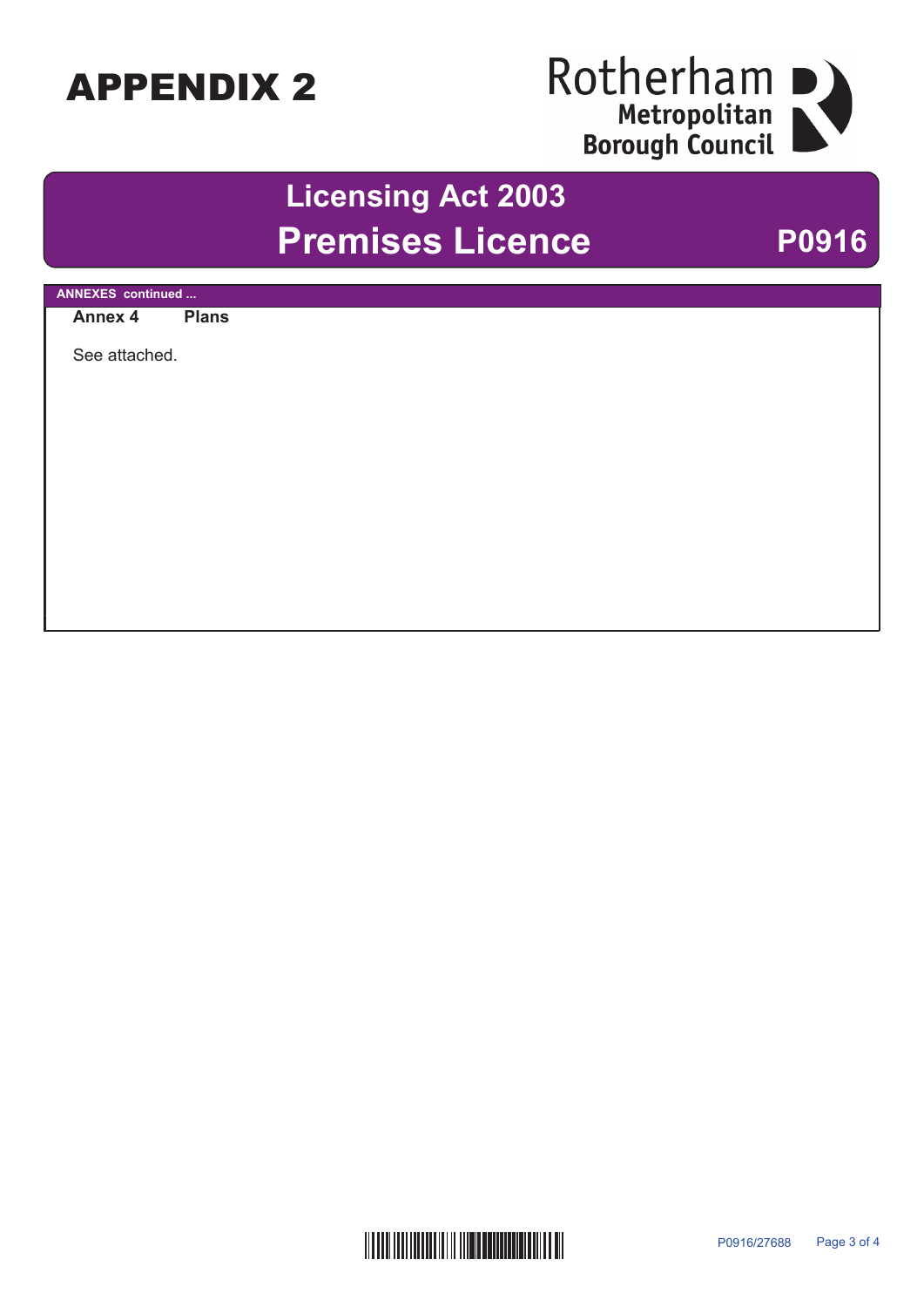# APPENDIX 2

Rotherham Metropolitan Borough Council

## Licensing Act 2003
## Premises Licence

**P0916**

**ANNEXES continued ...**

**Annex 4** **Plans**

See attached.

P0916/27688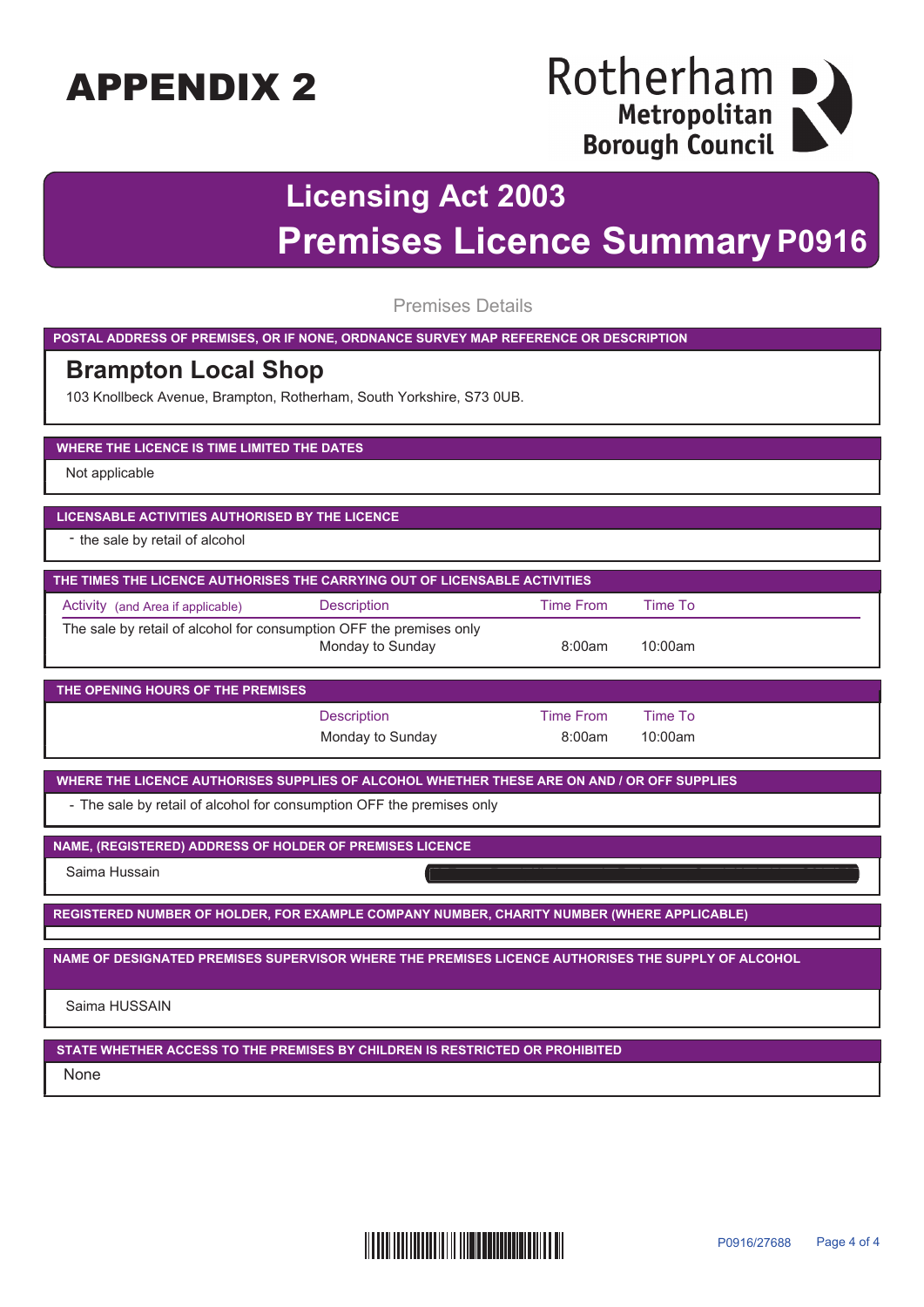# APPENDIX 2

Rotherham Metropolitan Borough Council

## Licensing Act 2003
## Premises Licence Summary P0916

Premises Details

**POSTAL ADDRESS OF PREMISES, OR IF NONE, ORDNANCE SURVEY MAP REFERENCE OR DESCRIPTION**

### Brampton Local Shop

103 Knollbeck Avenue, Brampton, Rotherham, South Yorkshire, S73 0UB.

**WHERE THE LICENCE IS TIME LIMITED THE DATES**

Not applicable

**LICENSABLE ACTIVITIES AUTHORISED BY THE LICENCE**

- the sale by retail of alcohol

**THE TIMES THE LICENCE AUTHORISES THE CARRYING OUT OF LICENSABLE ACTIVITIES**

| Activity (and Area if applicable) | Description | Time From | Time To |
|---|---|---|---|
| The sale by retail of alcohol for consumption OFF the premises only | | | |
| | Monday to Sunday | 8:00am | 10:00am |

**THE OPENING HOURS OF THE PREMISES**

| Description | Time From | Time To |
|---|---|---|
| Monday to Sunday | 8:00am | 10:00am |

**WHERE THE LICENCE AUTHORISES SUPPLIES OF ALCOHOL WHETHER THESE ARE ON AND / OR OFF SUPPLIES**

- The sale by retail of alcohol for consumption OFF the premises only

**NAME, (REGISTERED) ADDRESS OF HOLDER OF PREMISES LICENCE**

Saima Hussain

**REGISTERED NUMBER OF HOLDER, FOR EXAMPLE COMPANY NUMBER, CHARITY NUMBER (WHERE APPLICABLE)**

**NAME OF DESIGNATED PREMISES SUPERVISOR WHERE THE PREMISES LICENCE AUTHORISES THE SUPPLY OF ALCOHOL**

Saima HUSSAIN

**STATE WHETHER ACCESS TO THE PREMISES BY CHILDREN IS RESTRICTED OR PROHIBITED**

None

P0916/27688